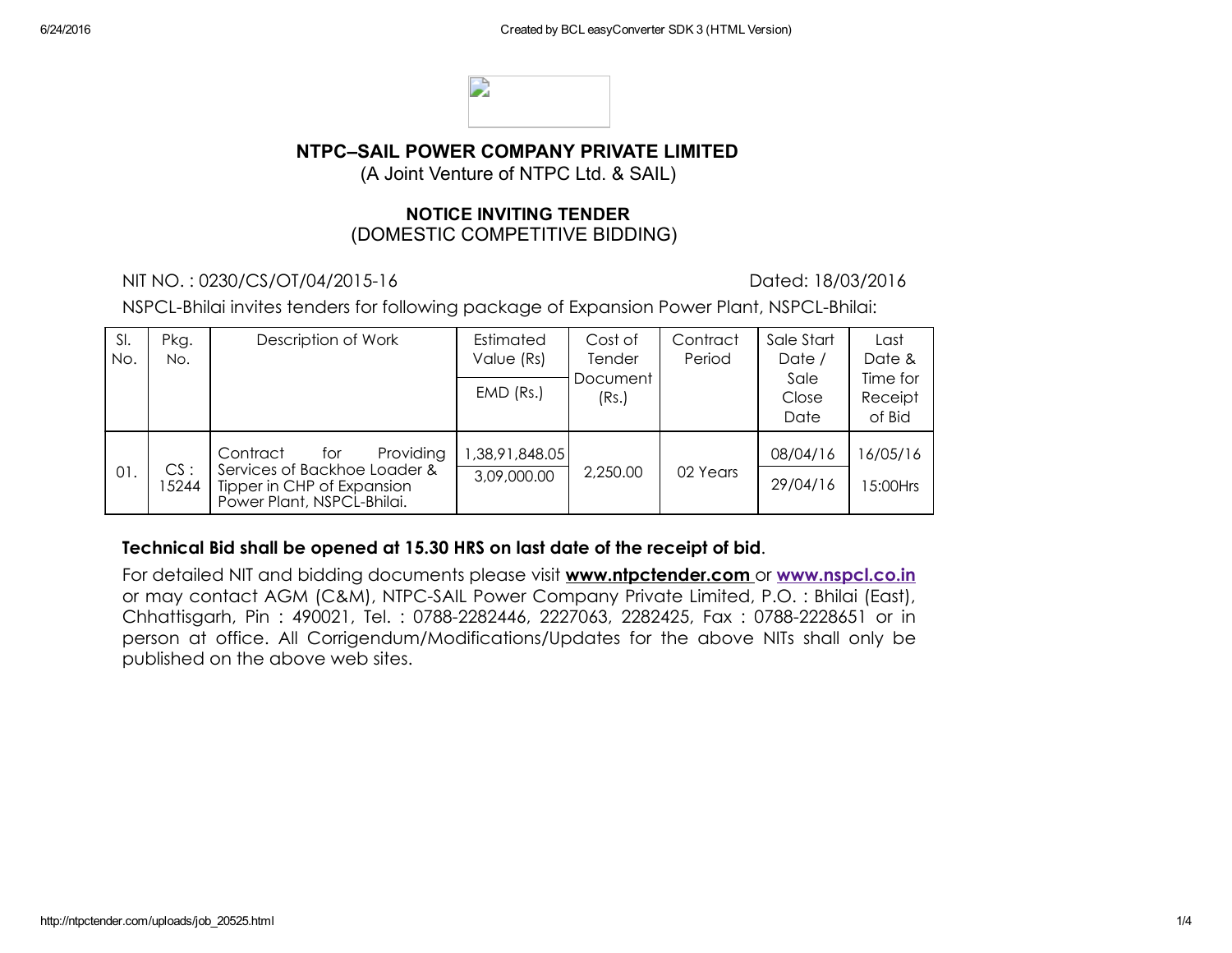# NTPC–SAIL POWER COMPANY PRIVATE LIMITED

(A Joint Venture of NTPC Ltd. & SAIL)

## NOTICE INVITING TENDER

(DOMESTIC COMPETITIVE BIDDING)

NIT NO. : 0230/CS/OT/04/2015-16 Dated: 18/03/2016

NSPCL-Bhilai invites tenders for following package of Expansion Power Plant, NSPCL-Bhilai:

| Sl. No. | Pkg. No. | Description of Work | Estimated Value (Rs) / EMD (Rs.) | Cost of Tender Document (Rs.) | Contract Period | Sale Start Date / Sale Close Date | Last Date & Time for Receipt of Bid |
|---|---|---|---|---|---|---|---|
| 01. | CS : 15244 | Contract for Providing Services of Backhoe Loader & Tipper in CHP of Expansion Power Plant, NSPCL-Bhilai. | 1,38,91,848.05 / 3,09,000.00 | 2,250.00 | 02 Years | 08/04/16 / 29/04/16 | 16/05/16 15:00Hrs |

**Technical Bid shall be opened at 15.30 HRS on last date of the receipt of bid**.

For detailed NIT and bidding documents please visit **www.ntpctender.com** or **www.nspcl.co.in** or may contact AGM (C&M), NTPC-SAIL Power Company Private Limited, P.O. : Bhilai (East), Chhattisgarh, Pin : 490021, Tel. : 0788-2282446, 2227063, 2282425, Fax : 0788-2228651 or in person at office. All Corrigendum/Modifications/Updates for the above NITs shall only be published on the above web sites.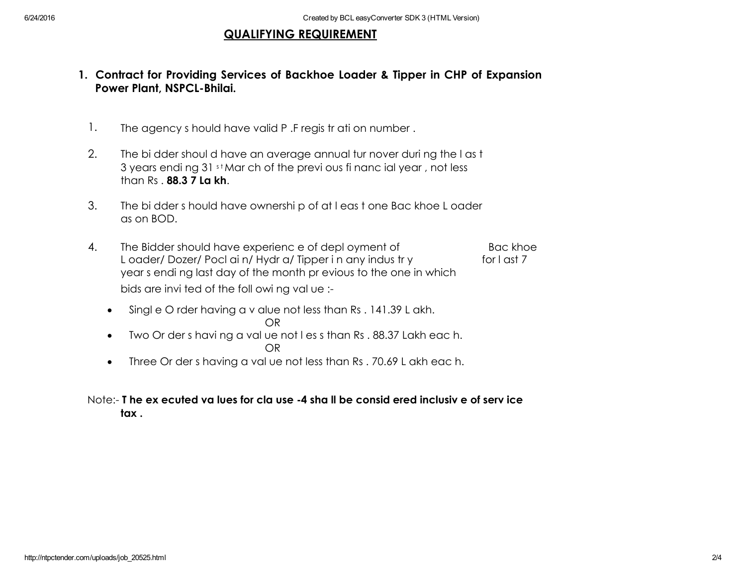# QUALIFYING REQUIREMENT

**1. Contract for Providing Services of Backhoe Loader & Tipper in CHP of Expansion Power Plant, NSPCL-Bhilai.**

1. The agency should have valid P.F registration number.
2. The bidder should have an average annual turnover during the last 3 years ending 31[st] March of the previous financial year, not less than Rs. **88.37 Lakh**.
3. The bidder should have ownership of at least one Backhoe Loader as on BOD.
4. The Bidder should have experience of deployment of Backhoe Loader/ Dozer/ Poclain/ Hydra/ Tipper in any industry for last 7 years ending last day of the month previous to the one in which bids are invited of the following value :-
   - Single Order having a value not less than Rs. 141.39 Lakh.

     OR
   - Two Orders having a value not less than Rs. 88.37 Lakh each.

     OR
   - Three Orders having a value not less than Rs. 70.69 Lakh each.

Note:- **The executed values for clause -4 shall be considered inclusive of service tax.**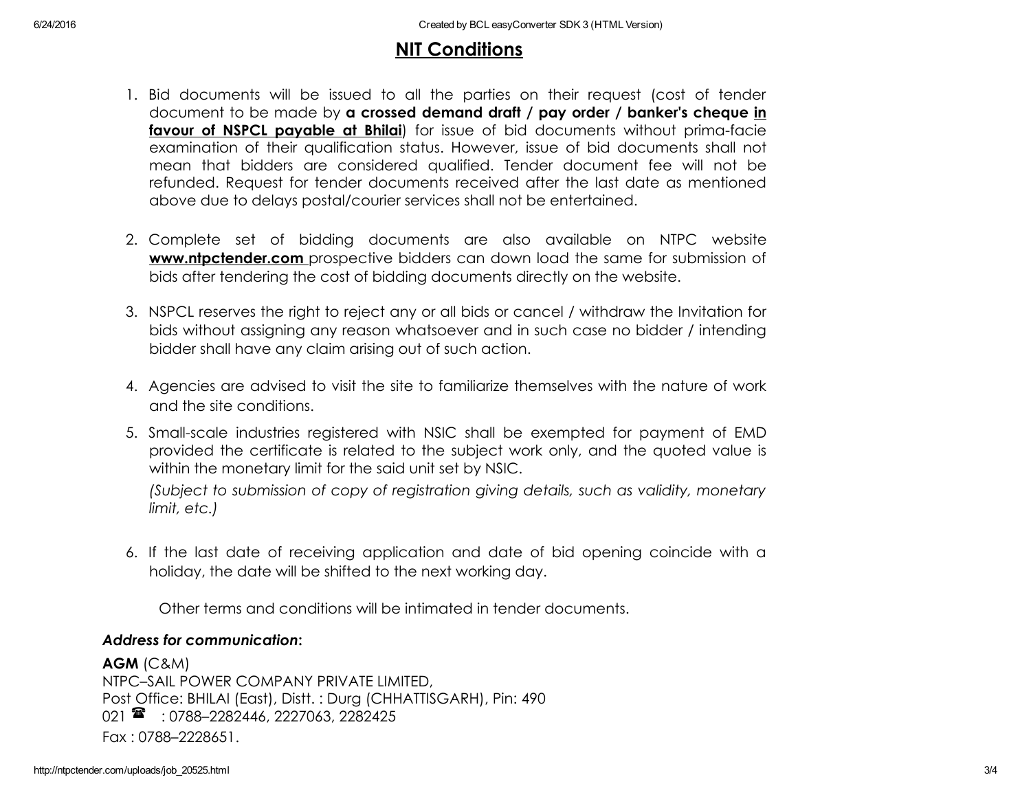## NIT Conditions

1. Bid documents will be issued to all the parties on their request (cost of tender document to be made by **a crossed demand draft / pay order / banker's cheque <u>in favour of NSPCL payable at Bhilai</u>**) for issue of bid documents without prima-facie examination of their qualification status. However, issue of bid documents shall not mean that bidders are considered qualified. Tender document fee will not be refunded. Request for tender documents received after the last date as mentioned above due to delays postal/courier services shall not be entertained.

2. Complete set of bidding documents are also available on NTPC website **<u>www.ntpctender.com</u>** prospective bidders can down load the same for submission of bids after tendering the cost of bidding documents directly on the website.

3. NSPCL reserves the right to reject any or all bids or cancel / withdraw the Invitation for bids without assigning any reason whatsoever and in such case no bidder / intending bidder shall have any claim arising out of such action.

4. Agencies are advised to visit the site to familiarize themselves with the nature of work and the site conditions.

5. Small-scale industries registered with NSIC shall be exempted for payment of EMD provided the certificate is related to the subject work only, and the quoted value is within the monetary limit for the said unit set by NSIC.

   *(Subject to submission of copy of registration giving details, such as validity, monetary limit, etc.)*

6. If the last date of receiving application and date of bid opening coincide with a holiday, the date will be shifted to the next working day.

Other terms and conditions will be intimated in tender documents.

***Address for communication*:**

**AGM** (C&M)
NTPC–SAIL POWER COMPANY PRIVATE LIMITED,
Post Office: BHILAI (East), Distt. : Durg (CHHATTISGARH), Pin: 490 021 ☎ : 0788–2282446, 2227063, 2282425
Fax : 0788–2228651.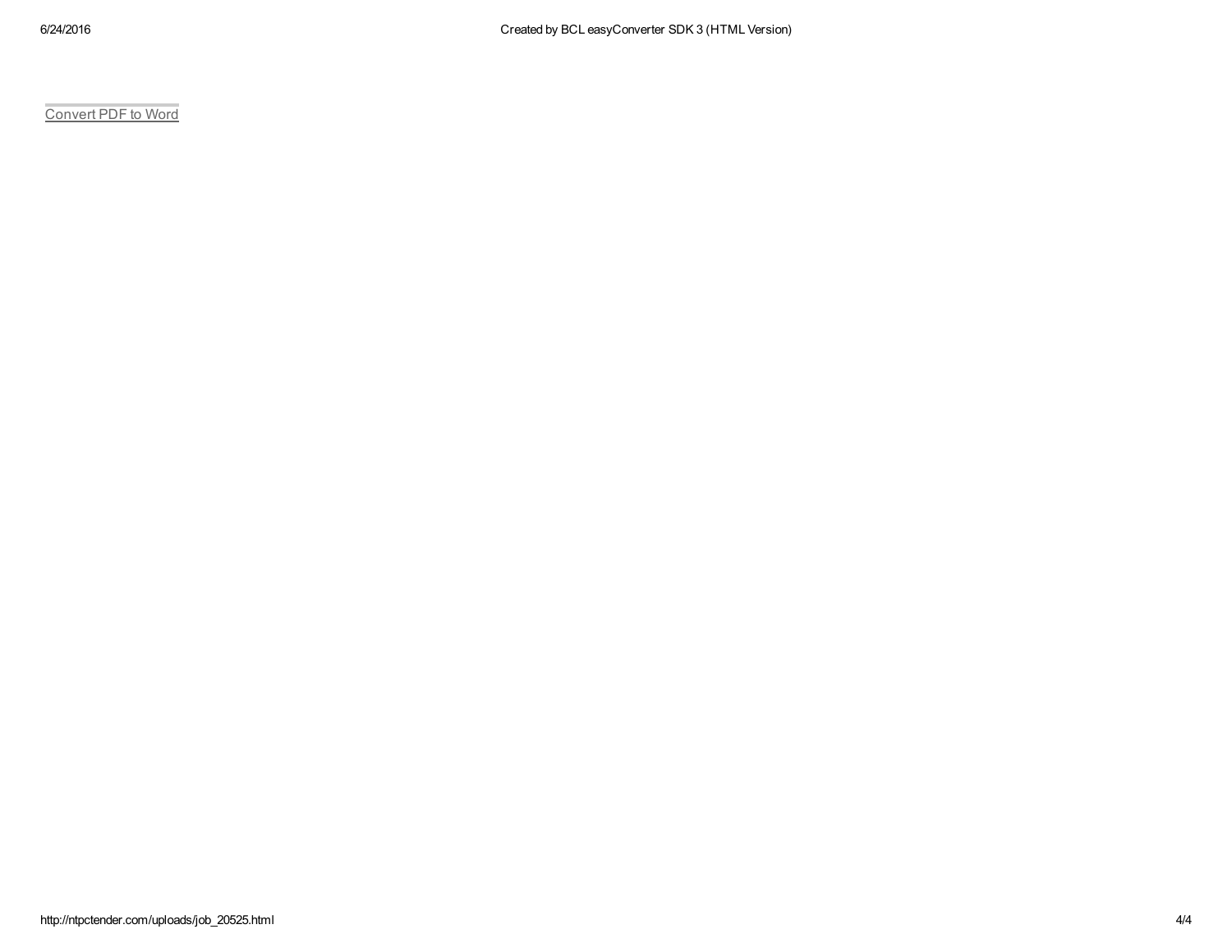Convert PDF to Word